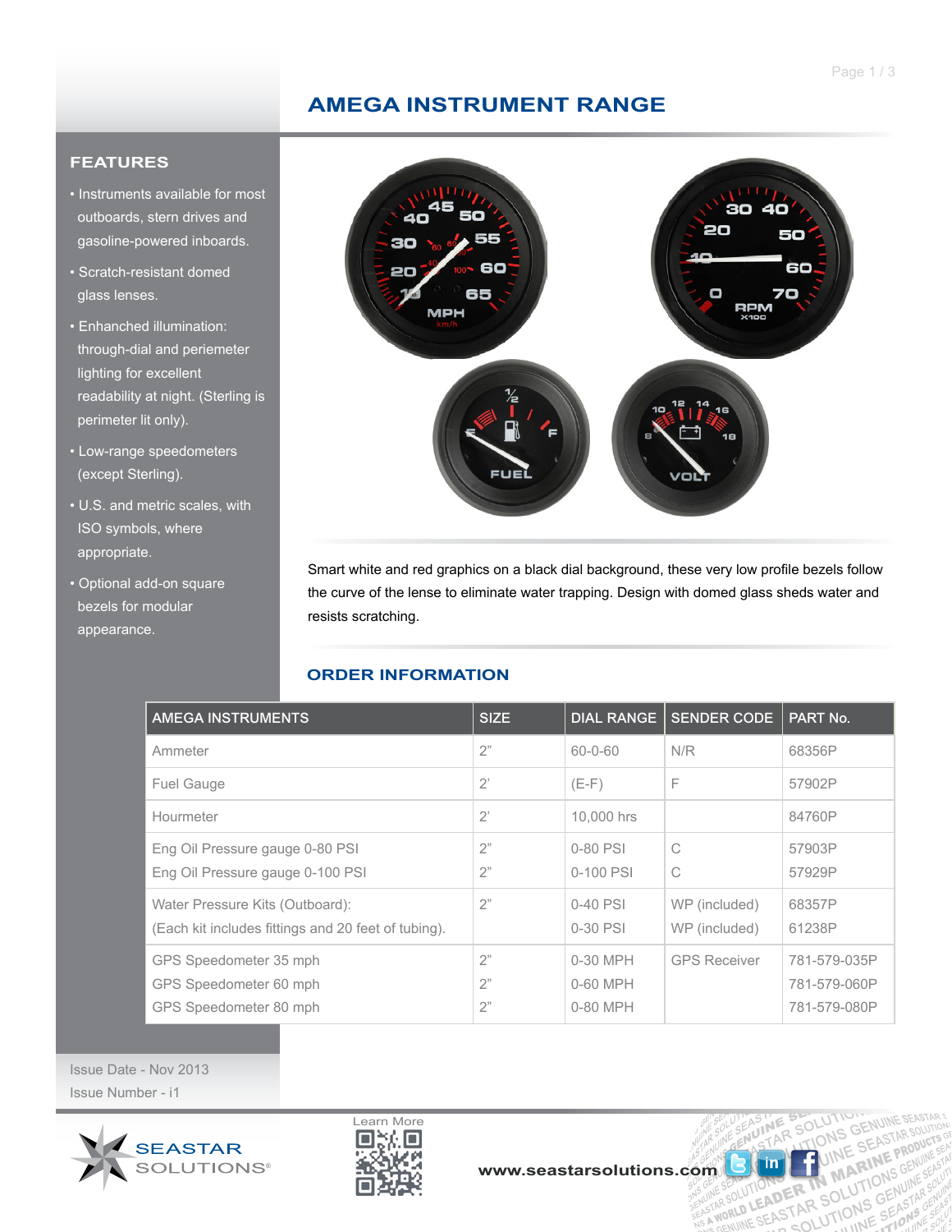# AMEGA INSTRUMENT RANGE

## FEATURES

- Instruments available for most outboards, stern drives and gasoline-powered inboards.
- Scratch-resistant domed glass lenses.
- Enhanced illumination: through-dial and periemeter lighting for excellent readability at night. (Sterling is perimeter lit only).
- Low-range speedometers (except Sterling).
- U.S. and metric scales, with ISO symbols, where appropriate.
- Optional add-on square bezels for modular appearance.

Smart white and red graphics on a black dial background, these very low profile bezels follow the curve of the lense to eliminate water trapping. Design with domed glass sheds water and resists scratching.

## ORDER INFORMATION

| AMEGA INSTRUMENTS | SIZE | DIAL RANGE | SENDER CODE | PART No. |
|---|---|---|---|---|
| Ammeter | 2" | 60-0-60 | N/R | 68356P |
| Fuel Gauge | 2' | (E-F) | F | 57902P |
| Hourmeter | 2' | 10,000 hrs | | 84760P |
| Eng Oil Pressure gauge 0-80 PSI<br>Eng Oil Pressure gauge 0-100 PSI | 2"<br>2" | 0-80 PSI<br>0-100 PSI | C<br>C | 57903P<br>57929P |
| Water Pressure Kits (Outboard):<br>(Each kit includes fittings and 20 feet of tubing). | 2" | 0-40 PSI<br>0-30 PSI | WP (included)<br>WP (included) | 68357P<br>61238P |
| GPS Speedometer 35 mph<br>GPS Speedometer 60 mph<br>GPS Speedometer 80 mph | 2"<br>2"<br>2" | 0-30 MPH<br>0-60 MPH<br>0-80 MPH | GPS Receiver | 781-579-035P<br>781-579-060P<br>781-579-080P |

Issue Date - Nov 2013

Issue Number - i1

SEASTAR SOLUTIONS®

Learn More

www.seastarsolutions.com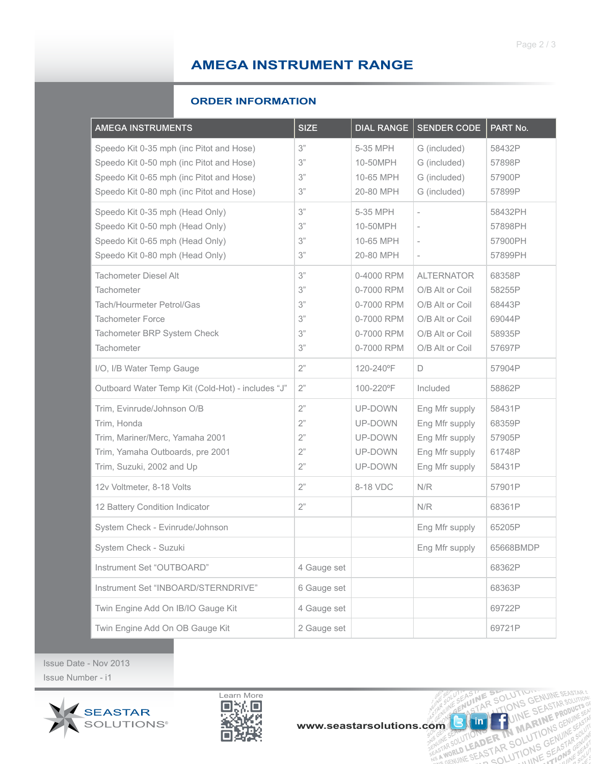# AMEGA INSTRUMENT RANGE

## ORDER INFORMATION

| AMEGA INSTRUMENTS | SIZE | DIAL RANGE | SENDER CODE | PART No. |
|---|---|---|---|---|
| Speedo Kit 0-35 mph (inc Pitot and Hose) | 3” | 5-35 MPH | G (included) | 58432P |
| Speedo Kit 0-50 mph (inc Pitot and Hose) | 3” | 10-50MPH | G (included) | 57898P |
| Speedo Kit 0-65 mph (inc Pitot and Hose) | 3” | 10-65 MPH | G (included) | 57900P |
| Speedo Kit 0-80 mph (inc Pitot and Hose) | 3” | 20-80 MPH | G (included) | 57899P |
| Speedo Kit 0-35 mph (Head Only) | 3” | 5-35 MPH | - | 58432PH |
| Speedo Kit 0-50 mph (Head Only) | 3” | 10-50MPH | - | 57898PH |
| Speedo Kit 0-65 mph (Head Only) | 3” | 10-65 MPH | - | 57900PH |
| Speedo Kit 0-80 mph (Head Only) | 3” | 20-80 MPH | - | 57899PH |
| Tachometer Diesel Alt | 3” | 0-4000 RPM | ALTERNATOR | 68358P |
| Tachometer | 3” | 0-7000 RPM | O/B Alt or Coil | 58255P |
| Tach/Hourmeter Petrol/Gas | 3” | 0-7000 RPM | O/B Alt or Coil | 68443P |
| Tachometer Force | 3” | 0-7000 RPM | O/B Alt or Coil | 69044P |
| Tachometer BRP System Check | 3” | 0-7000 RPM | O/B Alt or Coil | 58935P |
| Tachometer | 3” | 0-7000 RPM | O/B Alt or Coil | 57697P |
| I/O, I/B Water Temp Gauge | 2” | 120-240ºF | D | 57904P |
| Outboard Water Temp Kit (Cold-Hot) - includes “J” | 2” | 100-220ºF | Included | 58862P |
| Trim, Evinrude/Johnson O/B | 2” | UP-DOWN | Eng Mfr supply | 58431P |
| Trim, Honda | 2” | UP-DOWN | Eng Mfr supply | 68359P |
| Trim, Mariner/Merc, Yamaha 2001 | 2” | UP-DOWN | Eng Mfr supply | 57905P |
| Trim, Yamaha Outboards, pre 2001 | 2” | UP-DOWN | Eng Mfr supply | 61748P |
| Trim, Suzuki, 2002 and Up | 2” | UP-DOWN | Eng Mfr supply | 58431P |
| 12v Voltmeter, 8-18 Volts | 2” | 8-18 VDC | N/R | 57901P |
| 12 Battery Condition Indicator | 2” | | N/R | 68361P |
| System Check - Evinrude/Johnson | | | Eng Mfr supply | 65205P |
| System Check - Suzuki | | | Eng Mfr supply | 65668BMDP |
| Instrument Set “OUTBOARD” | 4 Gauge set | | | 68362P |
| Instrument Set “INBOARD/STERNDRIVE” | 6 Gauge set | | | 68363P |
| Twin Engine Add On IB/IO Gauge Kit | 4 Gauge set | | | 69722P |
| Twin Engine Add On OB Gauge Kit | 2 Gauge set | | | 69721P |

Issue Date - Nov 2013
Issue Number - i1

SEASTAR SOLUTIONS®

Learn More

www.seastarsolutions.com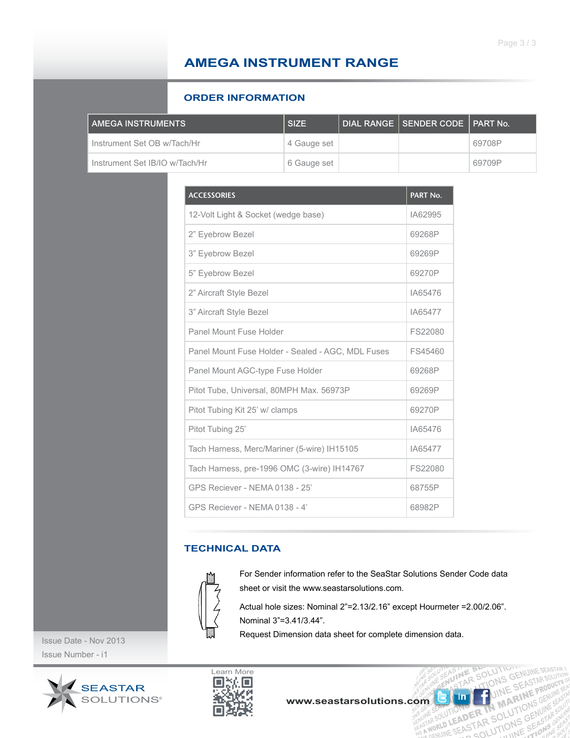# AMEGA INSTRUMENT RANGE

## ORDER INFORMATION

| AMEGA INSTRUMENTS | SIZE | DIAL RANGE | SENDER CODE | PART No. |
|---|---|---|---|---|
| Instrument Set OB w/Tach/Hr | 4 Gauge set | | | 69708P |
| Instrument Set IB/IO w/Tach/Hr | 6 Gauge set | | | 69709P |

| ACCESSORIES | PART No. |
|---|---|
| 12-Volt Light & Socket (wedge base) | IA62995 |
| 2” Eyebrow Bezel | 69268P |
| 3” Eyebrow Bezel | 69269P |
| 5” Eyebrow Bezel | 69270P |
| 2” Aircraft Style Bezel | IA65476 |
| 3” Aircraft Style Bezel | IA65477 |
| Panel Mount Fuse Holder | FS22080 |
| Panel Mount Fuse Holder - Sealed - AGC, MDL Fuses | FS45460 |
| Panel Mount AGC-type Fuse Holder | 69268P |
| Pitot Tube, Universal, 80MPH Max. 56973P | 69269P |
| Pitot Tubing Kit 25’ w/ clamps | 69270P |
| Pitot Tubing 25’ | IA65476 |
| Tach Harness, Merc/Mariner (5-wire) IH15105 | IA65477 |
| Tach Harness, pre-1996 OMC (3-wire) IH14767 | FS22080 |
| GPS Reciever - NEMA 0138 - 25’ | 68755P |
| GPS Reciever - NEMA 0138 - 4’ | 68982P |

## TECHNICAL DATA

For Sender information refer to the SeaStar Solutions Sender Code data sheet or visit the www.seastarsolutions.com.

Actual hole sizes: Nominal 2”=2.13/2.16” except Hourmeter =2.00/2.06”. Nominal 3”=3.41/3.44”.

Request Dimension data sheet for complete dimension data.

Issue Date - Nov 2013

Issue Number - i1

SEASTAR SOLUTIONS®

Learn More

www.seastarsolutions.com